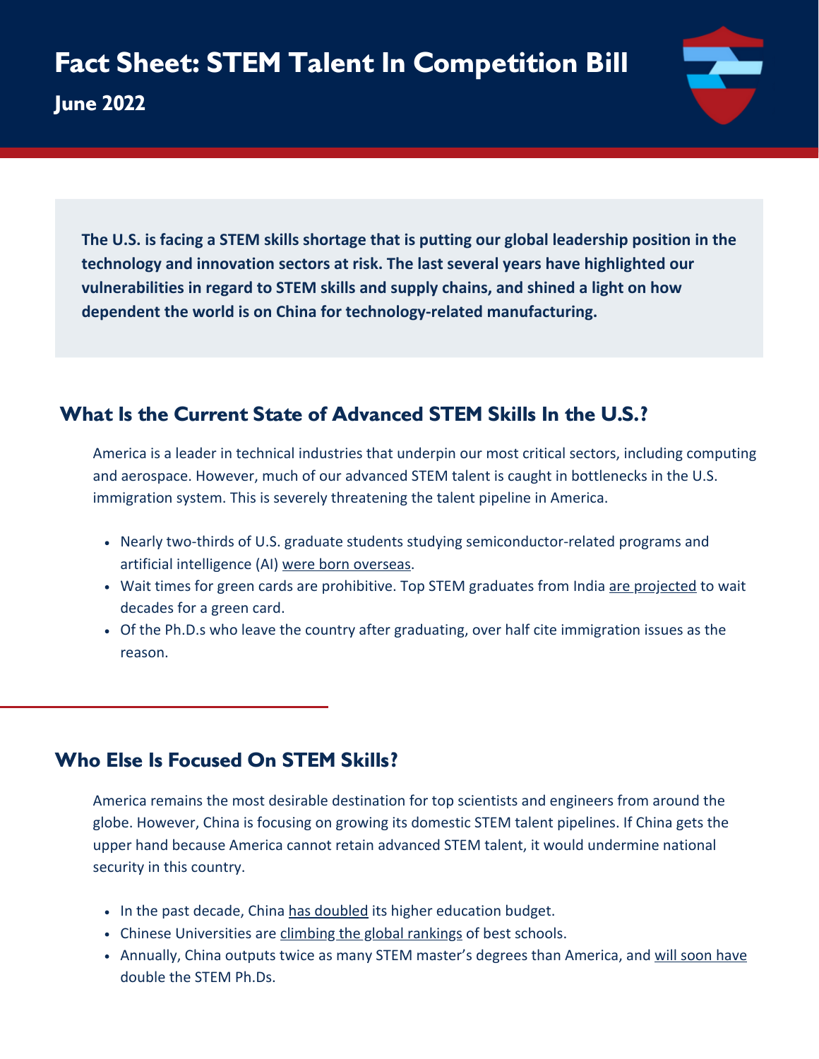# Fact Sheet: STEM Talent In Competition Bill

## June 2022

**The U.S. is facing a STEM skills shortage that is putting our global leadership position in the technology and innovation sectors at risk. The last several years have highlighted our vulnerabilities in regard to STEM skills and supply chains, and shined a light on how dependent the world is on China for technology-related manufacturing.**

## What Is the Current State of Advanced STEM Skills In the U.S.?

America is a leader in technical industries that underpin our most critical sectors, including computing and aerospace. However, much of our advanced STEM talent is caught in bottlenecks in the U.S. immigration system. This is severely threatening the talent pipeline in America.

- Nearly two-thirds of U.S. graduate students studying semiconductor-related programs and artificial intelligence (AI) were born overseas.
- Wait times for green cards are prohibitive. Top STEM graduates from India are projected to wait decades for a green card.
- Of the Ph.D.s who leave the country after graduating, over half cite immigration issues as the reason.

## Who Else Is Focused On STEM Skills?

America remains the most desirable destination for top scientists and engineers from around the globe. However, China is focusing on growing its domestic STEM talent pipelines. If China gets the upper hand because America cannot retain advanced STEM talent, it would undermine national security in this country.

- In the past decade, China has doubled its higher education budget.
- Chinese Universities are climbing the global rankings of best schools.
- Annually, China outputs twice as many STEM master's degrees than America, and will soon have double the STEM Ph.Ds.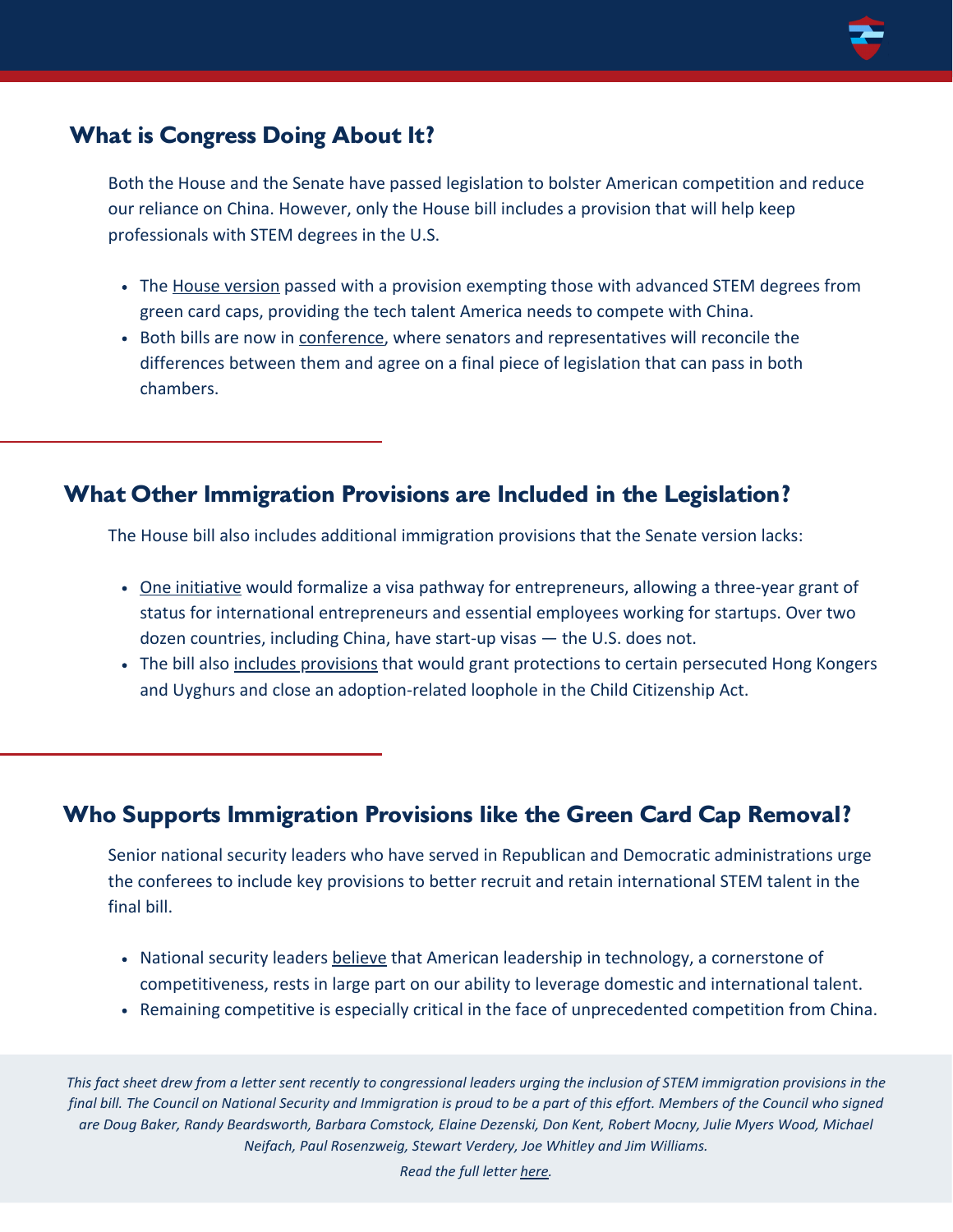## What is Congress Doing About It?

Both the House and the Senate have passed legislation to bolster American competition and reduce our reliance on China. However, only the House bill includes a provision that will help keep professionals with STEM degrees in the U.S.

- The House version passed with a provision exempting those with advanced STEM degrees from green card caps, providing the tech talent America needs to compete with China.
- Both bills are now in conference, where senators and representatives will reconcile the differences between them and agree on a final piece of legislation that can pass in both chambers.

## What Other Immigration Provisions are Included in the Legislation?

The House bill also includes additional immigration provisions that the Senate version lacks:

- One initiative would formalize a visa pathway for entrepreneurs, allowing a three-year grant of status for international entrepreneurs and essential employees working for startups. Over two dozen countries, including China, have start-up visas — the U.S. does not.
- The bill also includes provisions that would grant protections to certain persecuted Hong Kongers and Uyghurs and close an adoption-related loophole in the Child Citizenship Act.

## Who Supports Immigration Provisions like the Green Card Cap Removal?

Senior national security leaders who have served in Republican and Democratic administrations urge the conferees to include key provisions to better recruit and retain international STEM talent in the final bill.

- National security leaders believe that American leadership in technology, a cornerstone of competitiveness, rests in large part on our ability to leverage domestic and international talent.
- Remaining competitive is especially critical in the face of unprecedented competition from China.

*This fact sheet drew from a letter sent recently to congressional leaders urging the inclusion of STEM immigration provisions in the final bill. The Council on National Security and Immigration is proud to be a part of this effort. Members of the Council who signed are Doug Baker, Randy Beardsworth, Barbara Comstock, Elaine Dezenski, Don Kent, Robert Mocny, Julie Myers Wood, Michael Neifach, Paul Rosenzweig, Stewart Verdery, Joe Whitley and Jim Williams.*

*Read the full letter here.*